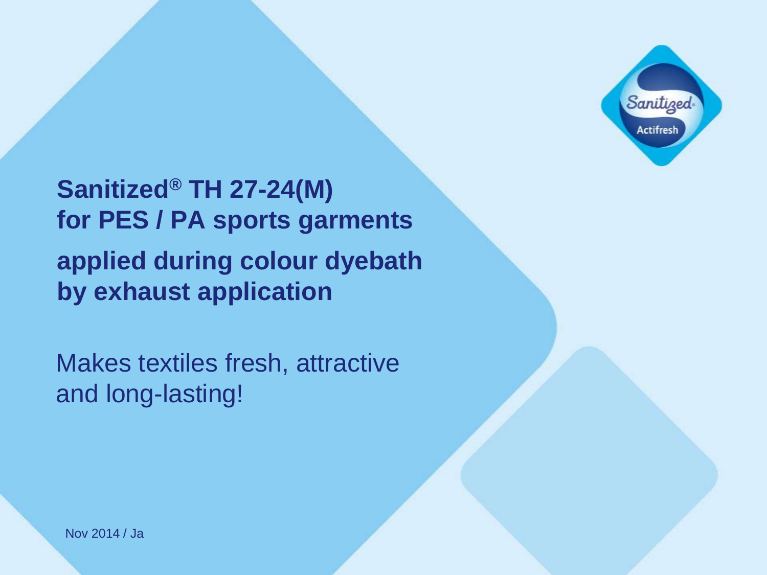# Sanitized® TH 27-24(M) for PES / PA sports garments applied during colour dyebath by exhaust application

Makes textiles fresh, attractive and long-lasting!

Nov 2014 / Ja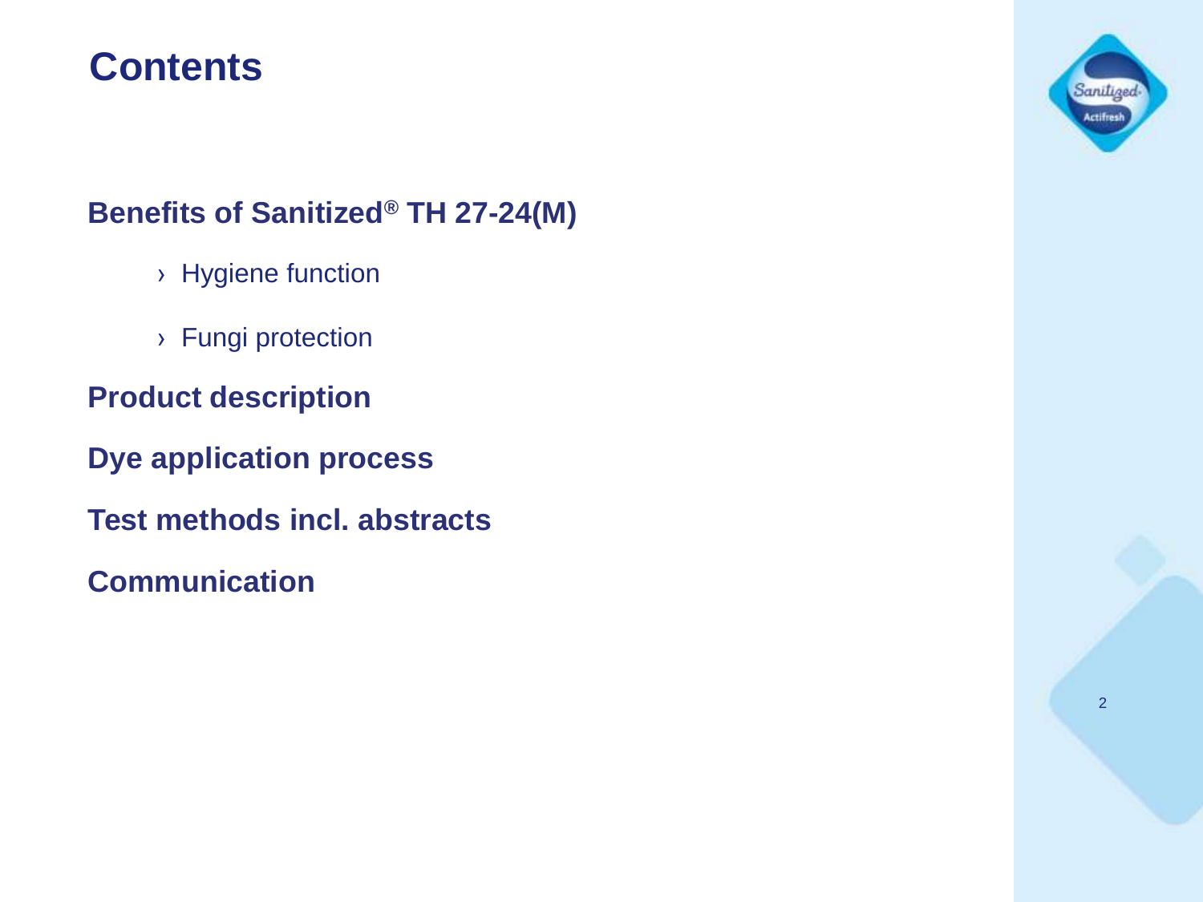# Contents

**Benefits of Sanitized® TH 27-24(M)**

- Hygiene function
- Fungi protection

**Product description**

**Dye application process**

**Test methods incl. abstracts**

**Communication**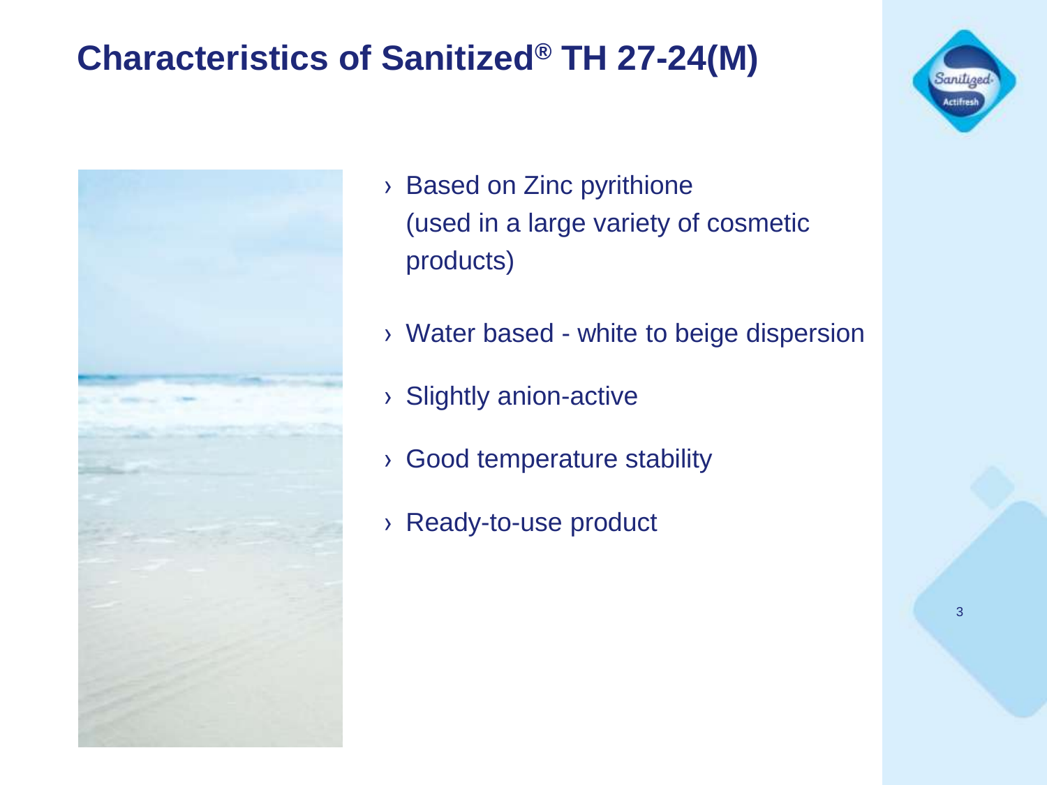# Characteristics of Sanitized® TH 27-24(M)

- Based on Zinc pyrithione (used in a large variety of cosmetic products)
- Water based - white to beige dispersion
- Slightly anion-active
- Good temperature stability
- Ready-to-use product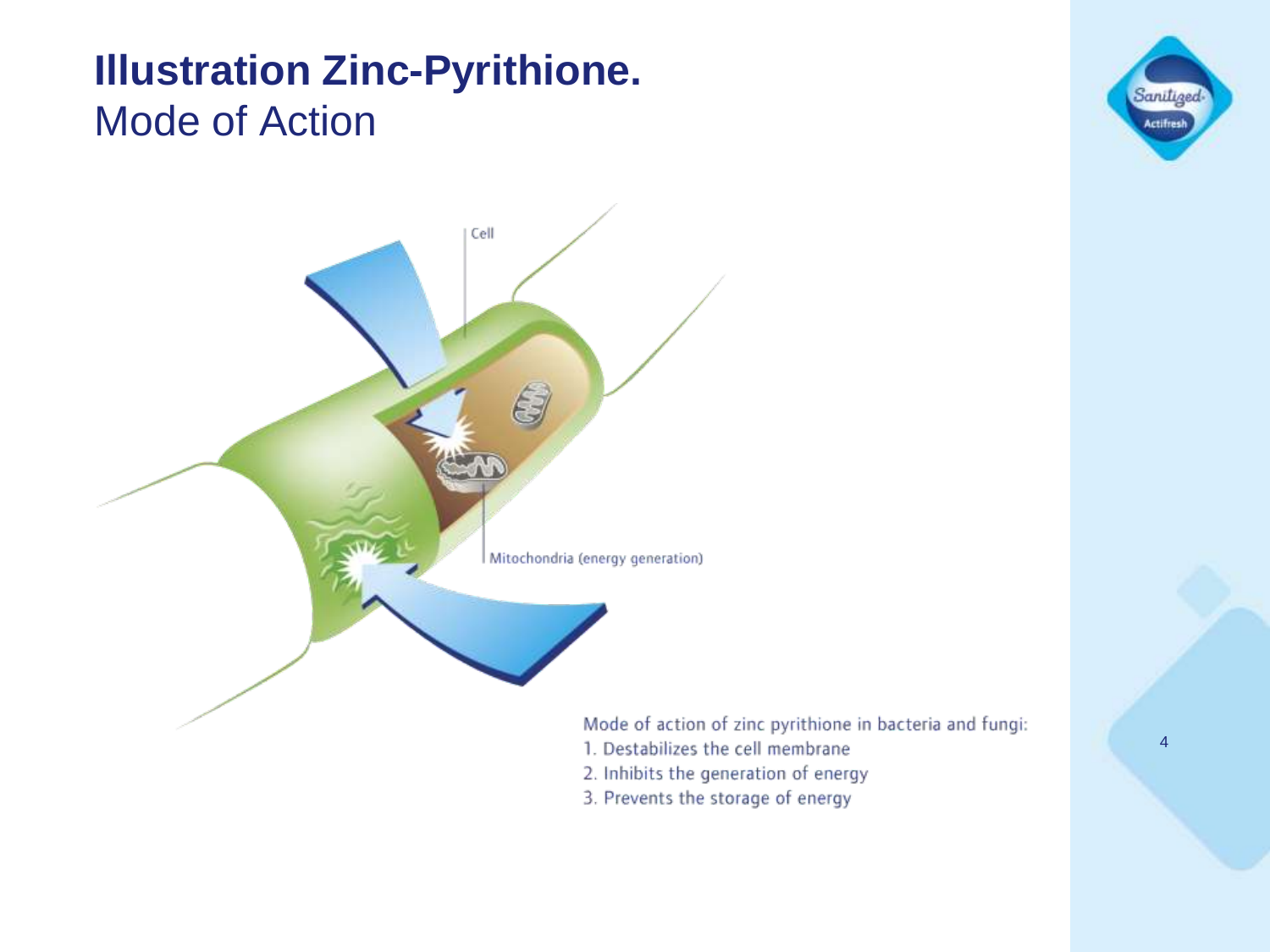# Illustration Zinc-Pyrithione.

## Mode of Action

Cell

Mitochondria (energy generation)

Mode of action of zinc pyrithione in bacteria and fungi:

1. Destabilizes the cell membrane
2. Inhibits the generation of energy
3. Prevents the storage of energy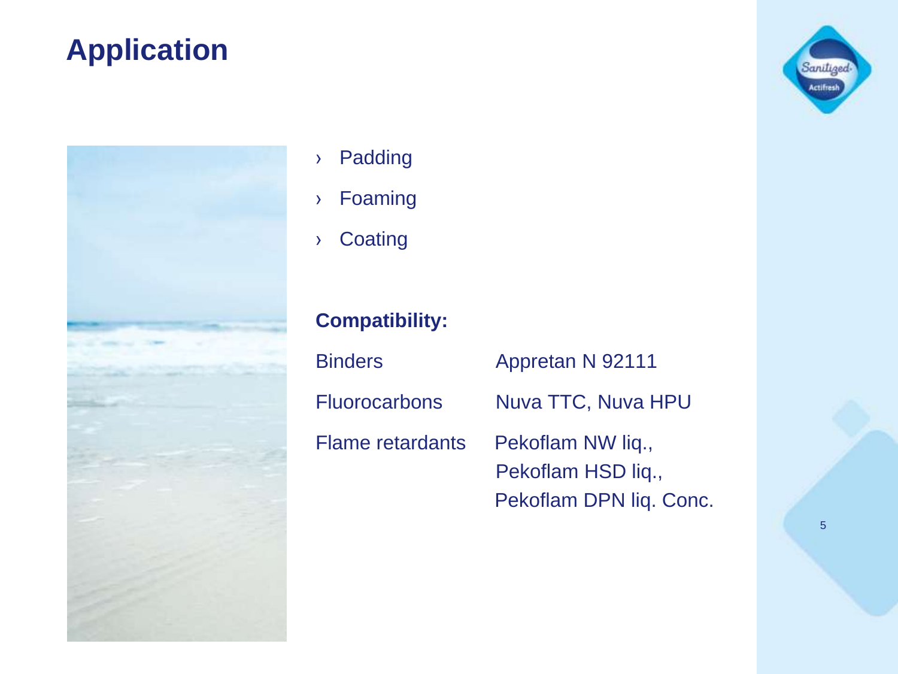# Application

- Padding
- Foaming
- Coating

**Compatibility:**

| | |
|---|---|
| Binders | Appretan N 92111 |
| Fluorocarbons | Nuva TTC, Nuva HPU |
| Flame retardants | Pekoflam NW liq., Pekoflam HSD liq., Pekoflam DPN liq. Conc. |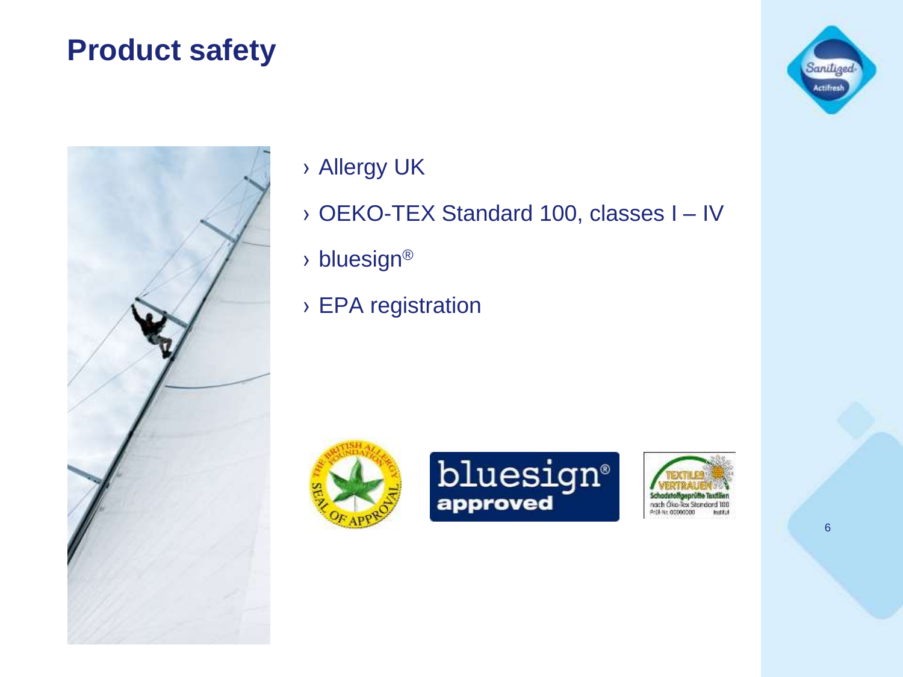# Product safety

- Allergy UK
- OEKO-TEX Standard 100, classes I – IV
- bluesign®
- EPA registration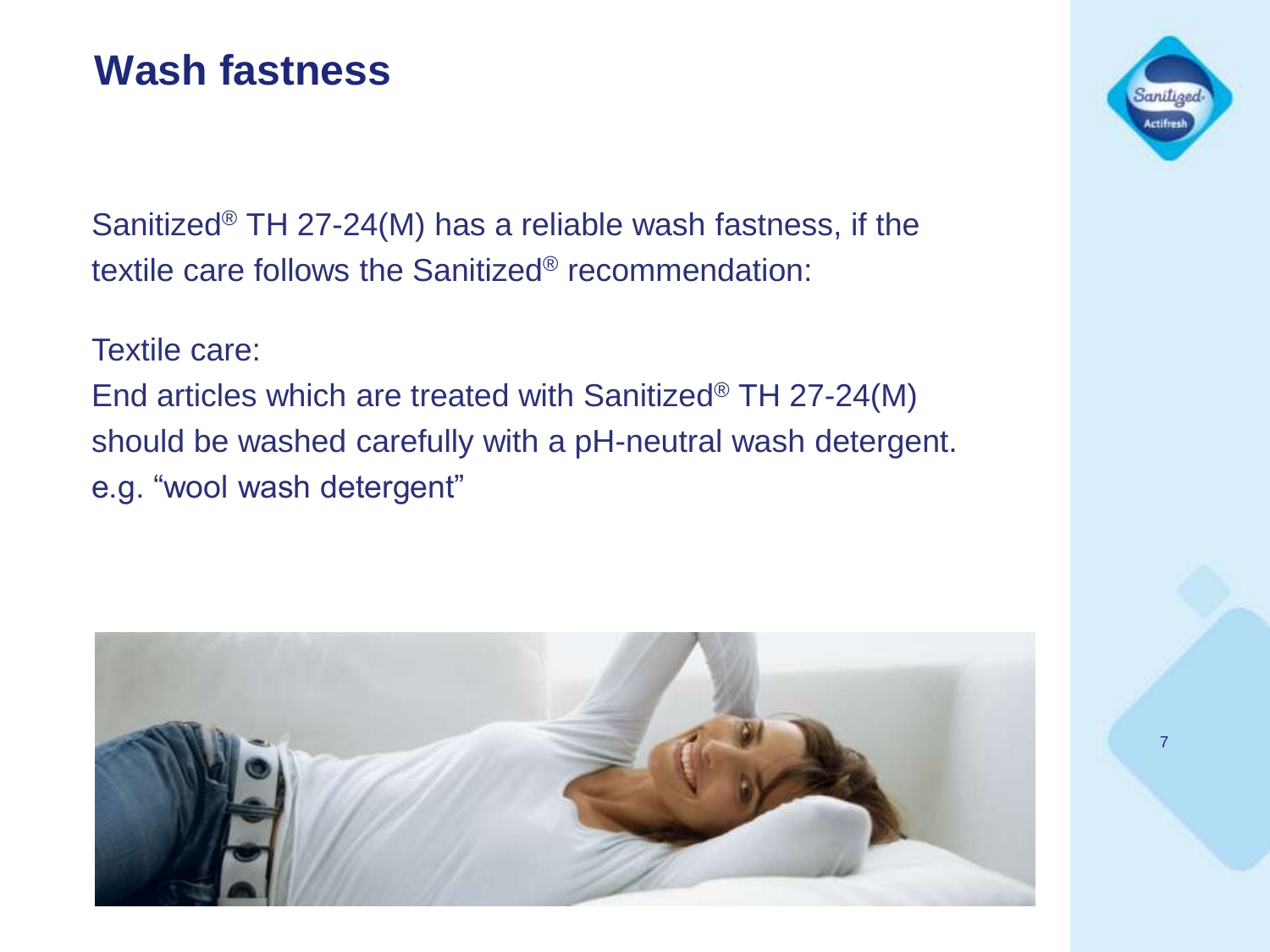# Wash fastness

Sanitized® TH 27-24(M) has a reliable wash fastness, if the textile care follows the Sanitized® recommendation:

Textile care:
End articles which are treated with Sanitized® TH 27-24(M) should be washed carefully with a pH-neutral wash detergent. e.g. “wool wash detergent”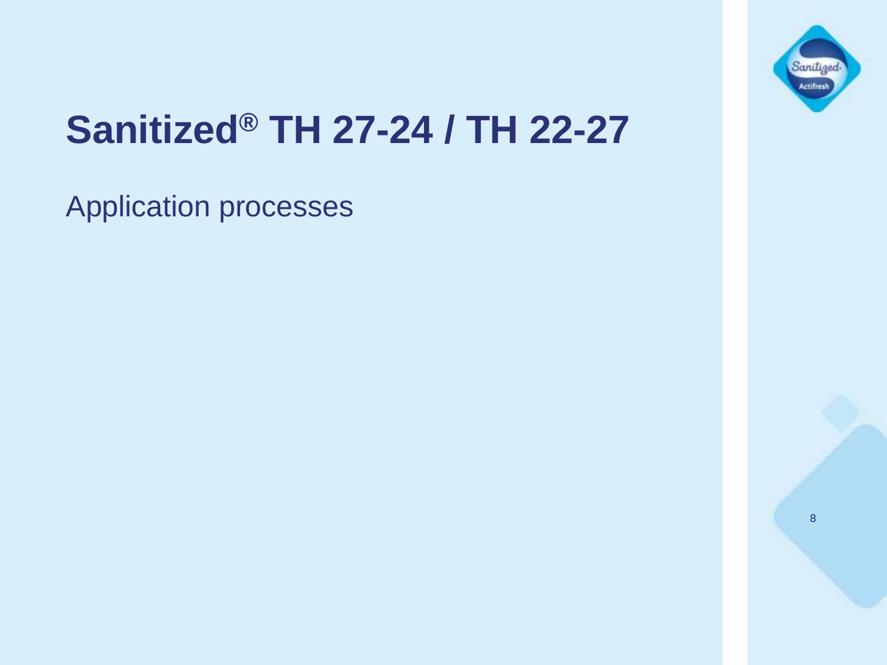# Sanitized® TH 27-24 / TH 22-27

Application processes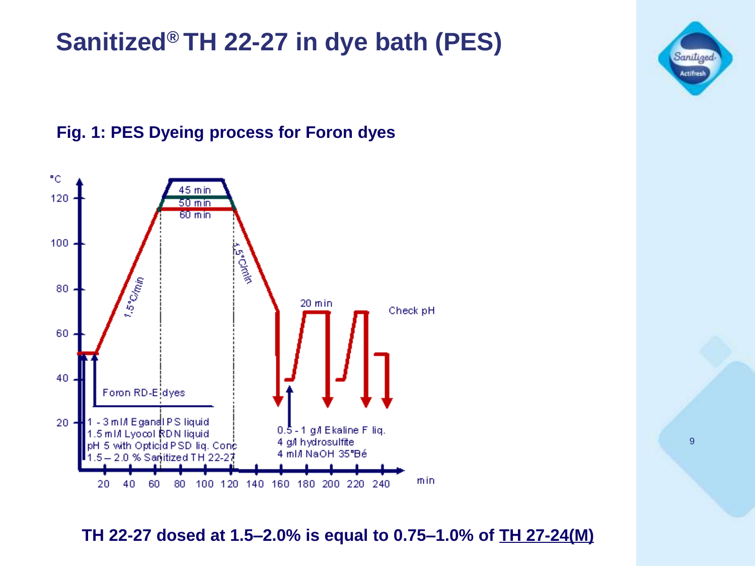# Sanitized® TH 22-27 in dye bath (PES)

**Fig. 1: PES Dyeing process for Foron dyes**

°C

120

100

80

60

40

20

45 min

50 min

60 min

1.5°C/min

1.5°C/min

20 min

Check pH

Foron RD-E dyes

1 - 3 ml/l Eganal PS liquid
1.5 ml/l Lyocol RDN liquid
pH 5 with Opticid PSD liq. Conc
1.5 – 2.0 % Sanitized TH 22-27

0.5 - 1 g/l Ekaline F liq.
4 g/l hydrosulfite
4 ml/l NaOH 35°Bé

20 40 60 80 100 120 140 160 180 200 220 240 min

**TH 22-27 dosed at 1.5–2.0% is equal to 0.75–1.0% of <u>TH 27-24(M)</u>**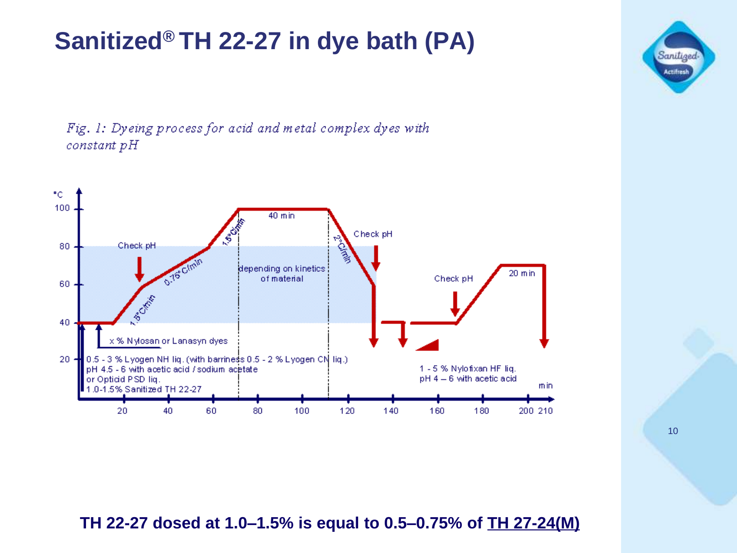# Sanitized® TH 22-27 in dye bath (PA)

*Fig. 1: Dyeing process for acid and metal complex dyes with constant pH*

°C

100, 80, 60, 40, 20

- 1.5°C/min
- 0.75°C/min
- 1.5°C/min
- 40 min
- 2°C/min
- 20 min
- Check pH
- Check pH
- Check pH
- depending on kinetics of material
- x % Nylosan or Lanasyn dyes
- 0.5 - 3 % Lyogen NH liq. (with barriness 0.5 - 2 % Lyogen CN liq.)
- pH 4.5 - 6 with acetic acid / sodium acetate
- or Opticid PSD liq.
- 1.0-1.5% Sanitized TH 22-27
- 1 - 5 % Nylofixan HF liq.
- pH 4 – 6 with acetic acid

min: 20, 40, 60, 80, 100, 120, 140, 160, 180, 200, 210

**TH 22-27 dosed at 1.0–1.5% is equal to 0.5–0.75% of TH 27-24(M)**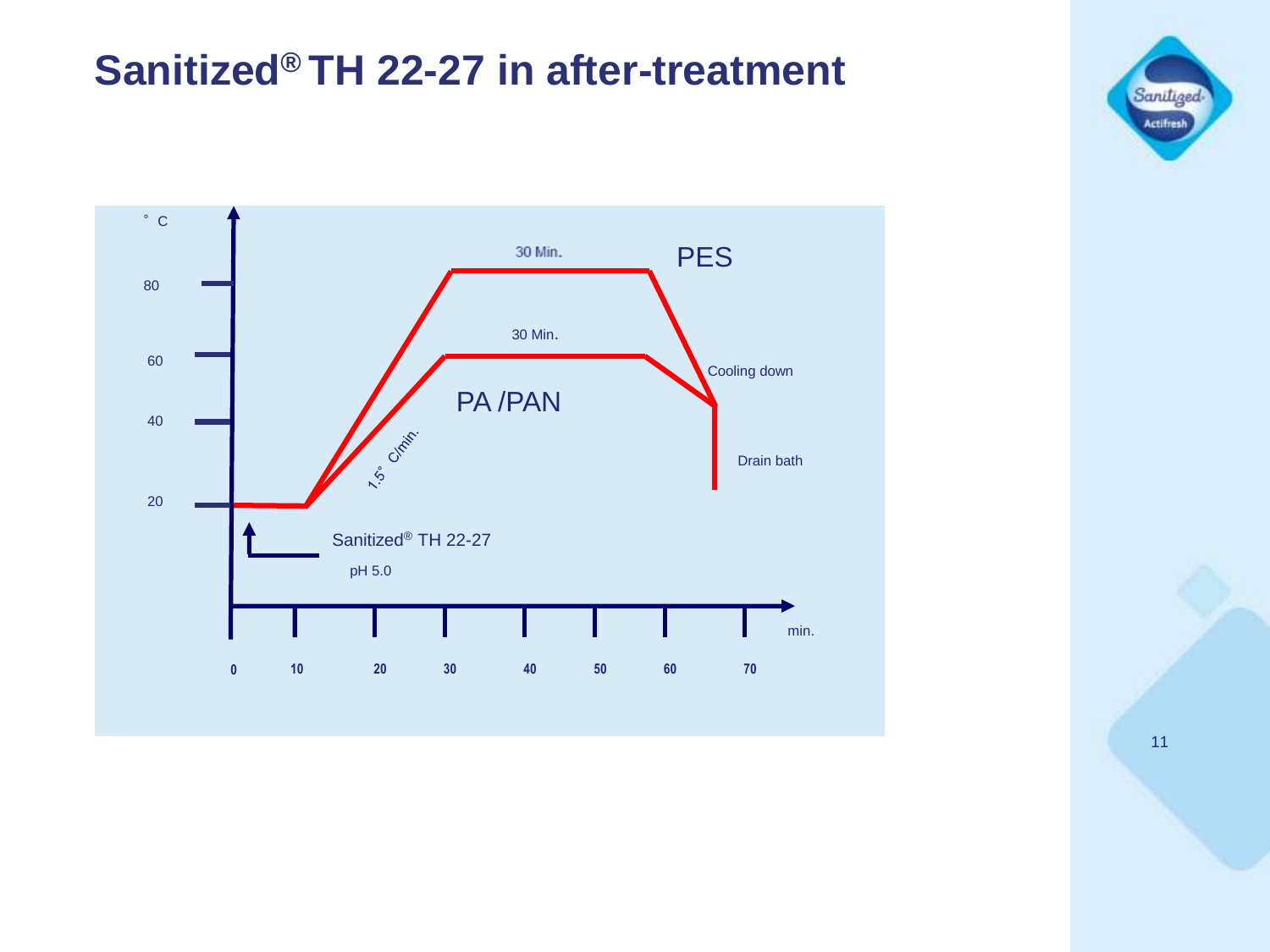# Sanitized® TH 22-27 in after-treatment

°C

80

60

40

20

30 Min.

PES

30 Min.

Cooling down

PA /PAN

1.5° C/min.

Drain bath

Sanitized® TH 22-27

pH 5.0

0 10 20 30 40 50 60 70

min.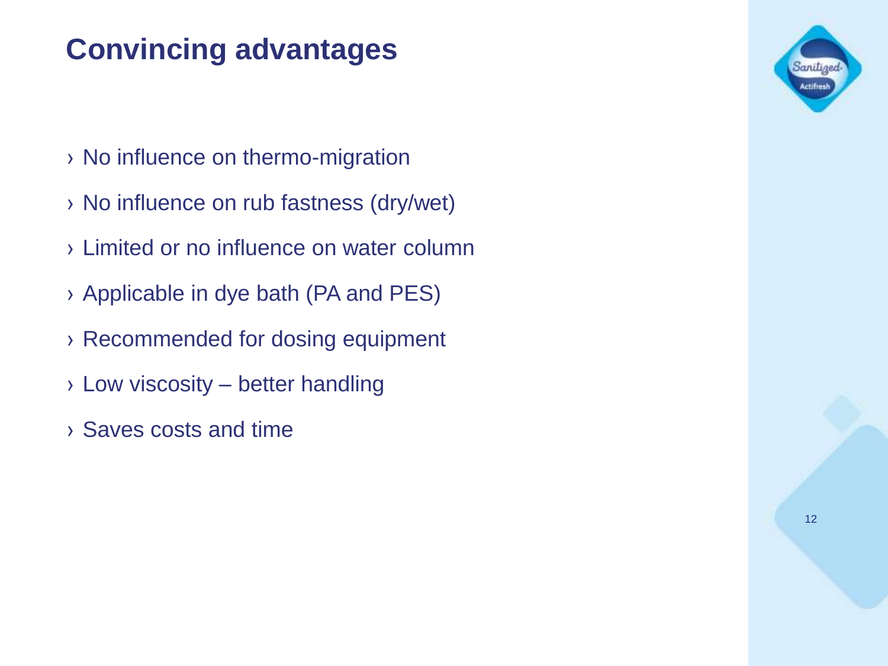# Convincing advantages

- No influence on thermo-migration
- No influence on rub fastness (dry/wet)
- Limited or no influence on water column
- Applicable in dye bath (PA and PES)
- Recommended for dosing equipment
- Low viscosity – better handling
- Saves costs and time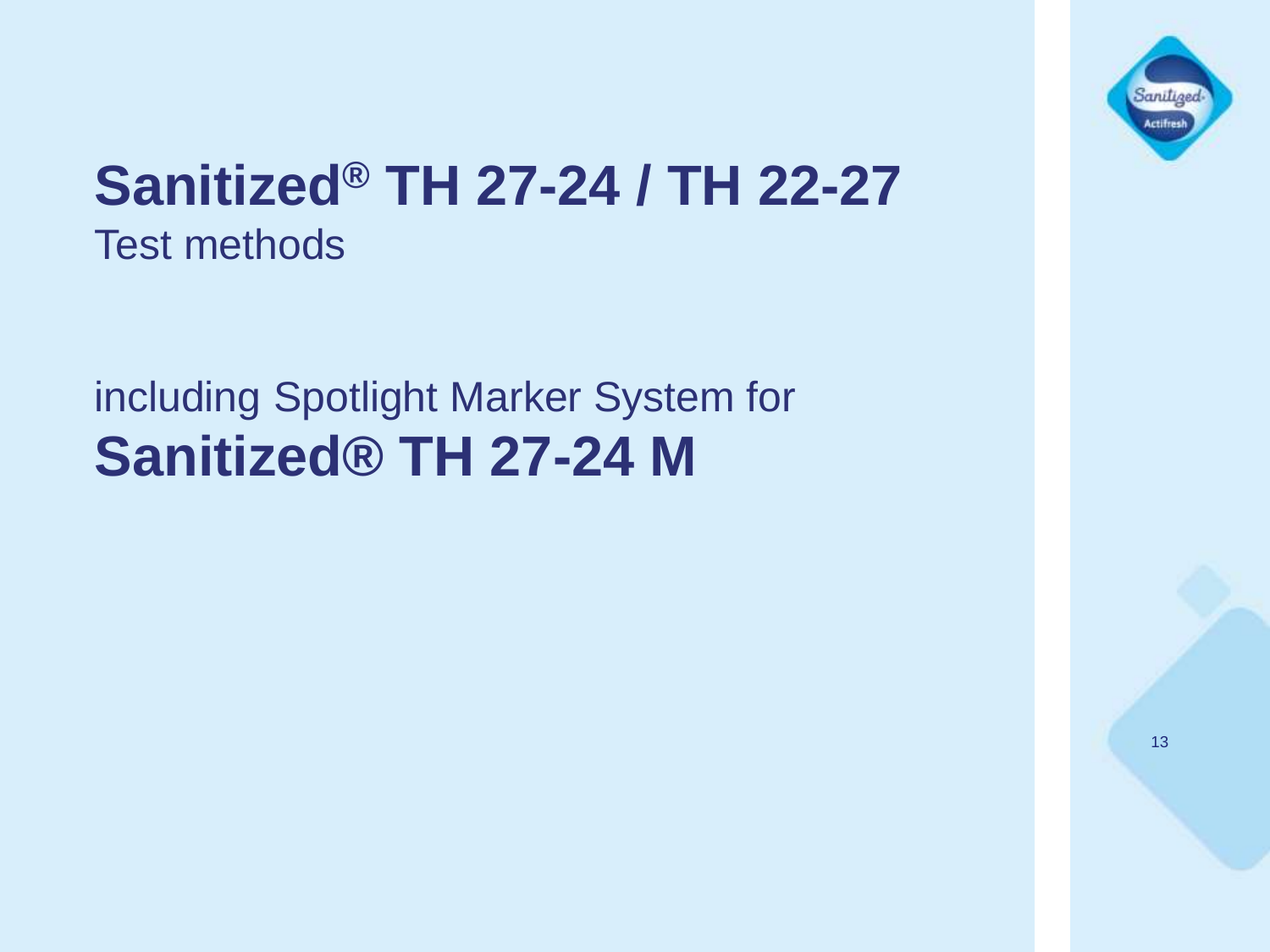# Sanitized® TH 27-24 / TH 22-27

Test methods

including Spotlight Marker System for

**Sanitized® TH 27-24 M**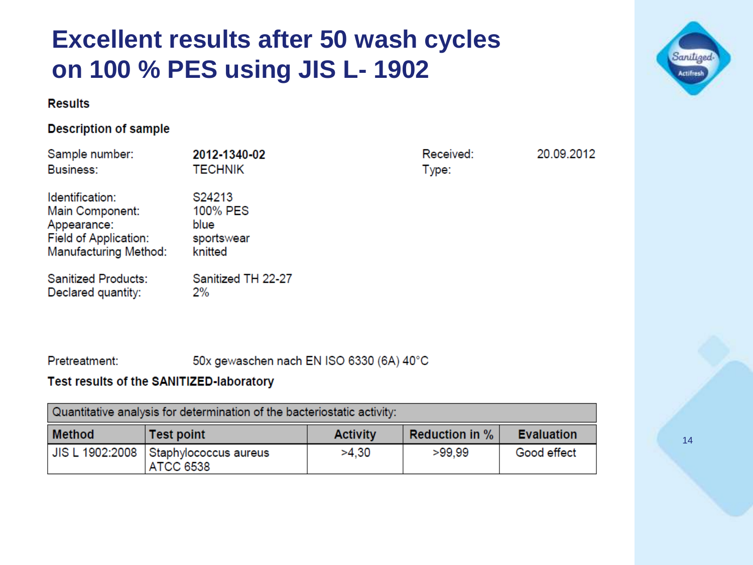# Excellent results after 50 wash cycles on 100 % PES using JIS L- 1902

**Results**

**Description of sample**

| | | | |
|---|---|---|---|
| Sample number: | **2012-1340-02** | Received: | 20.09.2012 |
| Business: | TECHNIK | Type: | |

Identification: S24213
Main Component: 100% PES
Appearance: blue
Field of Application: sportswear
Manufacturing Method: knitted

Sanitized Products: Sanitized TH 22-27
Declared quantity: 2%

Pretreatment: 50x gewaschen nach EN ISO 6330 (6A) 40°C

**Test results of the SANITIZED-laboratory**

| Quantitative analysis for determination of the bacteriostatic activity: | | | | |
|---|---|---|---|---|
| **Method** | **Test point** | **Activity** | **Reduction in %** | **Evaluation** |
| JIS L 1902:2008 | Staphylococcus aureus ATCC 6538 | >4,30 | >99,99 | Good effect |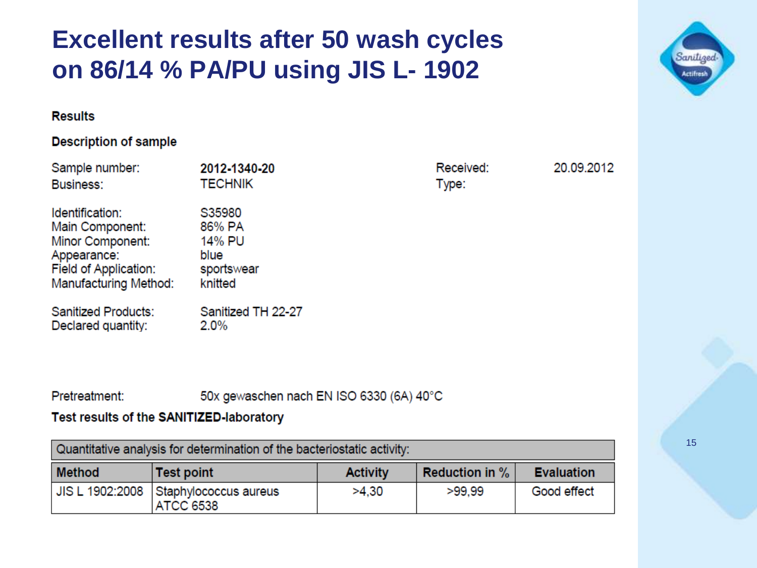# Excellent results after 50 wash cycles on 86/14 % PA/PU using JIS L- 1902

**Results**

**Description of sample**

| | | | |
|---|---|---|---|
| Sample number: | **2012-1340-20** | Received: | 20.09.2012 |
| Business: | TECHNIK | Type: | |

Identification: S35980
Main Component: 86% PA
Minor Component: 14% PU
Appearance: blue
Field of Application: sportswear
Manufacturing Method: knitted

Sanitized Products: Sanitized TH 22-27
Declared quantity: 2.0%

Pretreatment: 50x gewaschen nach EN ISO 6330 (6A) 40°C

**Test results of the SANITIZED-laboratory**

| Quantitative analysis for determination of the bacteriostatic activity: | | | | |
|---|---|---|---|---|
| **Method** | **Test point** | **Activity** | **Reduction in %** | **Evaluation** |
| JIS L 1902:2008 | Staphylococcus aureus ATCC 6538 | >4,30 | >99,99 | Good effect |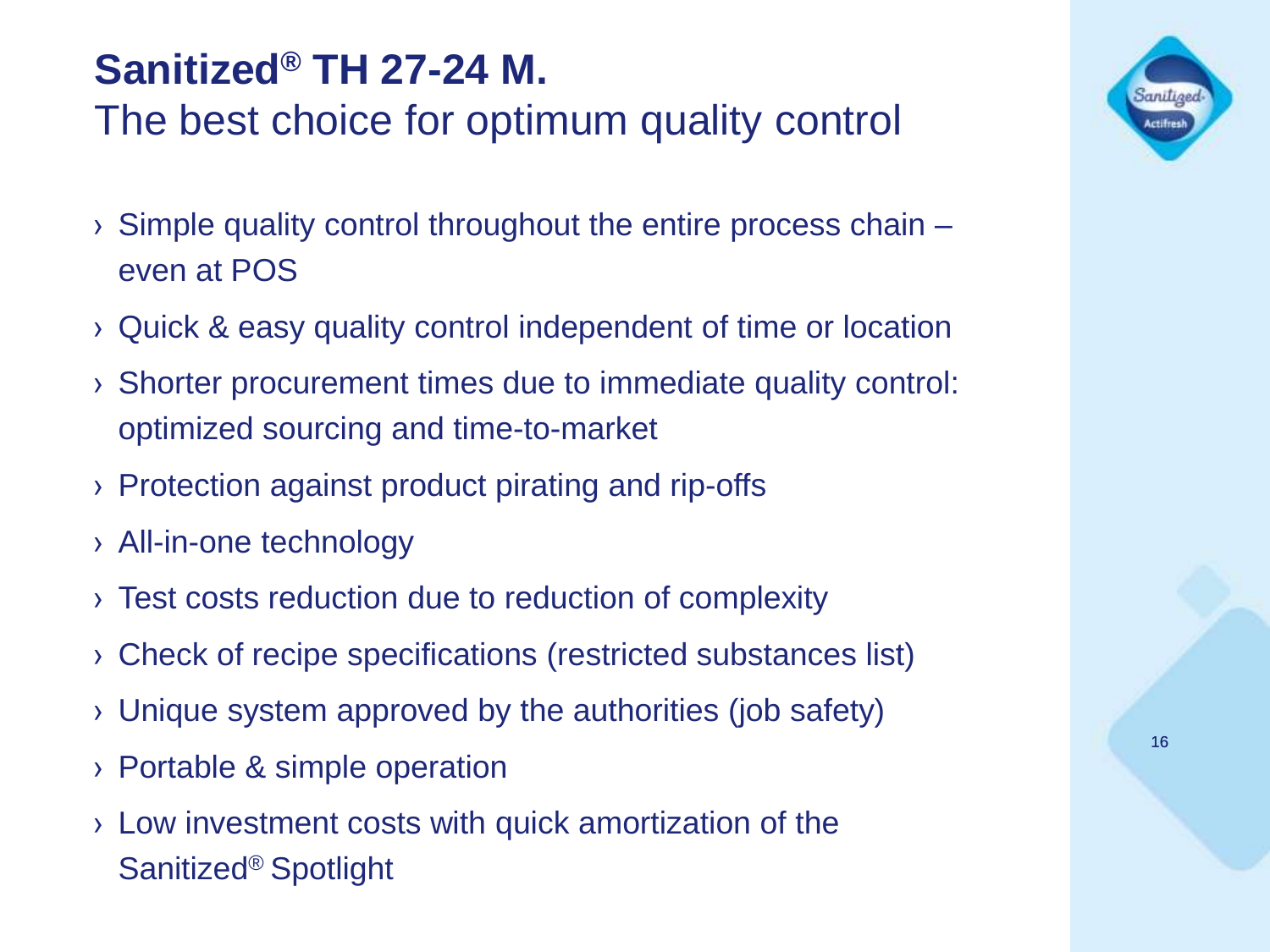# Sanitized® TH 27-24 M.

## The best choice for optimum quality control

- Simple quality control throughout the entire process chain – even at POS
- Quick & easy quality control independent of time or location
- Shorter procurement times due to immediate quality control: optimized sourcing and time-to-market
- Protection against product pirating and rip-offs
- All-in-one technology
- Test costs reduction due to reduction of complexity
- Check of recipe specifications (restricted substances list)
- Unique system approved by the authorities (job safety)
- Portable & simple operation
- Low investment costs with quick amortization of the Sanitized® Spotlight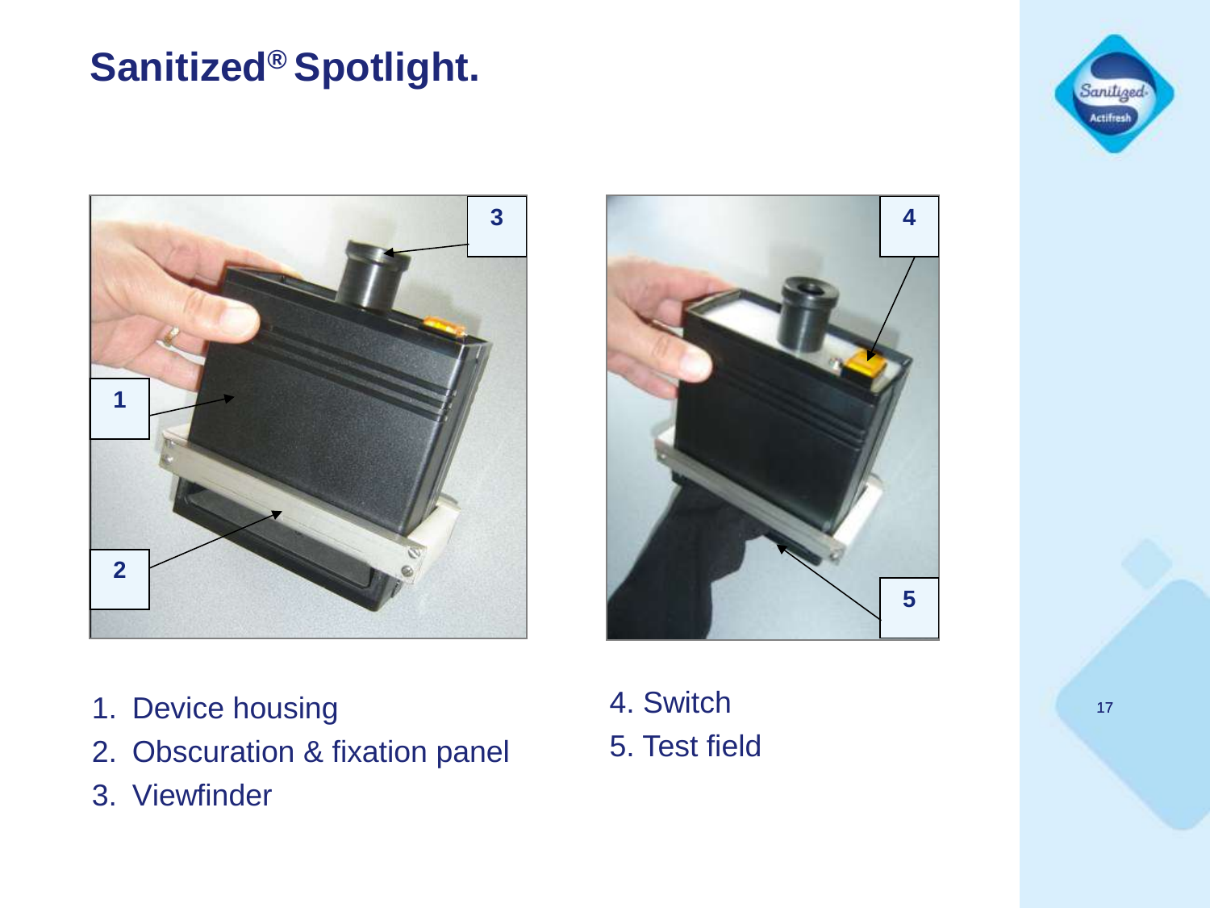# Sanitized® Spotlight.

1. Device housing
2. Obscuration & fixation panel
3. Viewfinder

4. Switch
5. Test field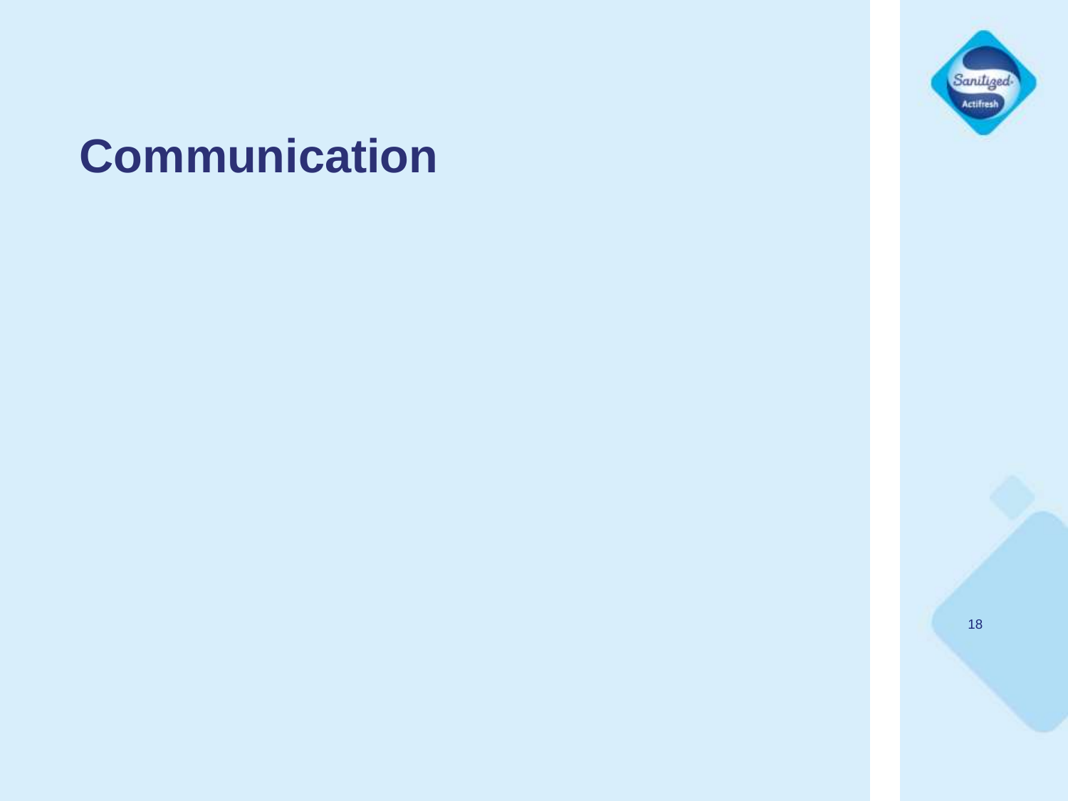# Communication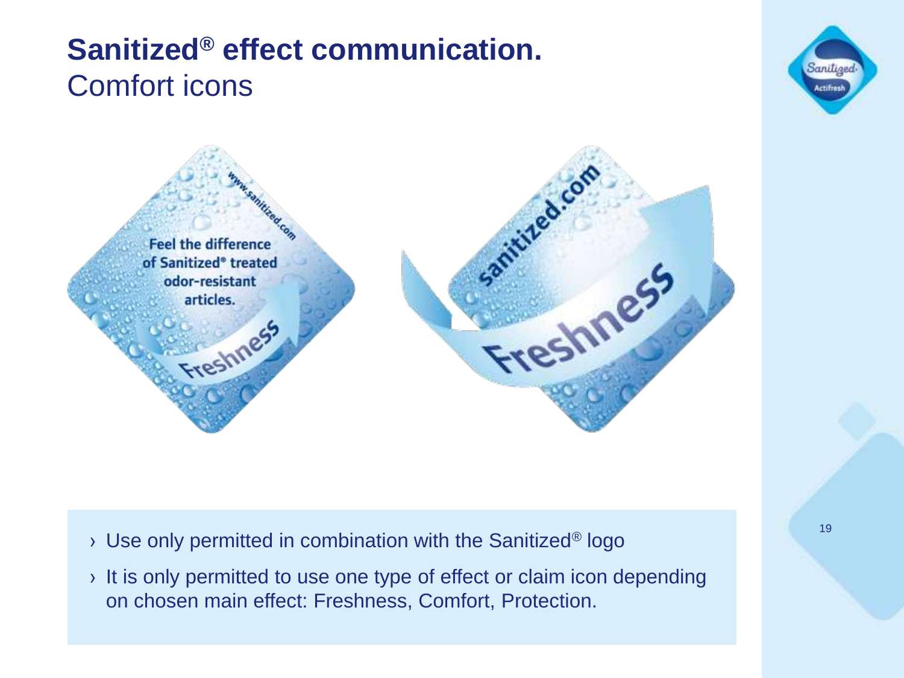# **Sanitized® effect communication.**

## Comfort icons

- Use only permitted in combination with the Sanitized® logo
- It is only permitted to use one type of effect or claim icon depending on chosen main effect: Freshness, Comfort, Protection.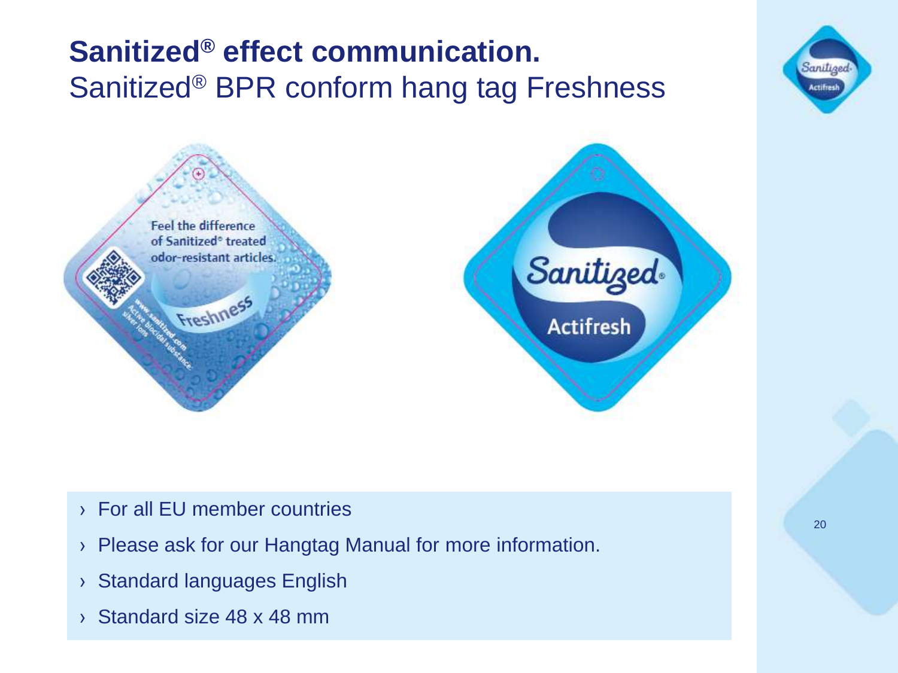# Sanitized® effect communication.

## Sanitized® BPR conform hang tag Freshness

Feel the difference of Sanitized® treated odor-resistant articles.

Freshness

www.sanitized.com
Active biocidal substance:
silver ions

Sanitized®
Actifresh

- For all EU member countries
- Please ask for our Hangtag Manual for more information.
- Standard languages English
- Standard size 48 x 48 mm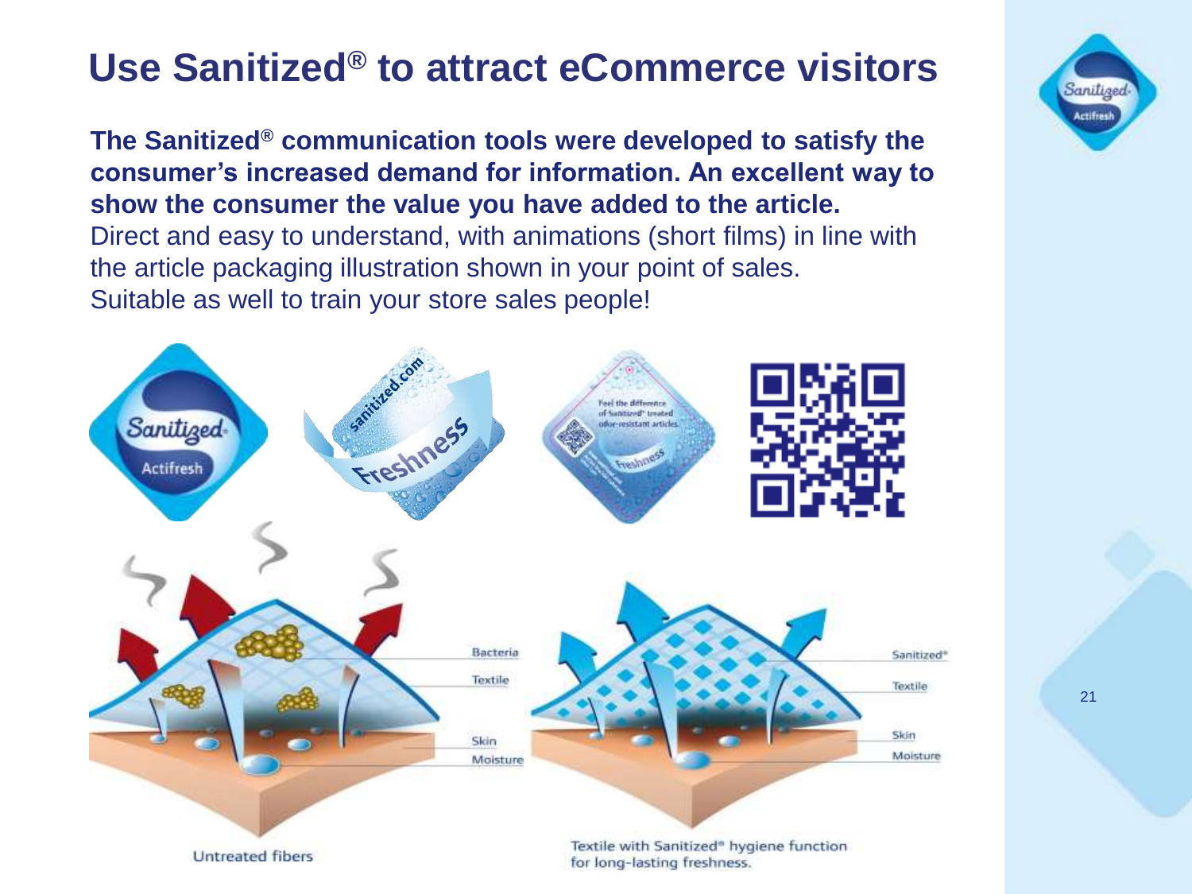# Use Sanitized® to attract eCommerce visitors

**The Sanitized® communication tools were developed to satisfy the consumer's increased demand for information. An excellent way to show the consumer the value you have added to the article.**
Direct and easy to understand, with animations (short films) in line with the article packaging illustration shown in your point of sales.
Suitable as well to train your store sales people!

Bacteria
Textile
Skin
Moisture

Untreated fibers

Sanitized®
Textile
Skin
Moisture

Textile with Sanitized® hygiene function for long-lasting freshness.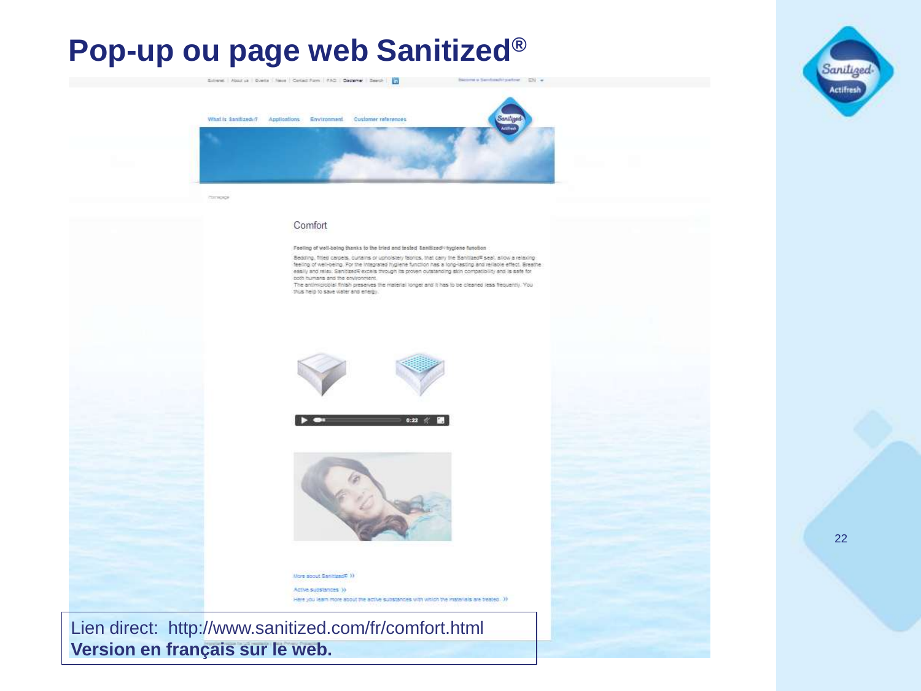# Pop-up ou page web Sanitized®

Extranet | About us | Events | News | Contact Form | FAQ | Disclaimer | Search | in

Become a Sanitized® partner EN

What is Sanitized®? Applications Environment Customer references

Homepage

## Comfort

**Feeling of well-being thanks to the tried and tested Sanitized® hygiene function**

Bedding, fitted carpets, curtains or upholstery fabrics, that carry the Sanitized® seal, allow a relaxing feeling of well-being. For the integrated hygiene function has a long-lasting and reliable effect. Breathe easily and relax. Sanitized® excels through its proven outstanding skin compatibility and is safe for both humans and the environment.
The antimicrobial finish preserves the material longer and it has to be cleaned less frequently. You thus help to save water and energy.

0:22

More about Sanitized® »

Active substances »

Here you learn more about the active substances with which the materials are treated. »

Lien direct: http://www.sanitized.com/fr/comfort.html
**Version en français sur le web.**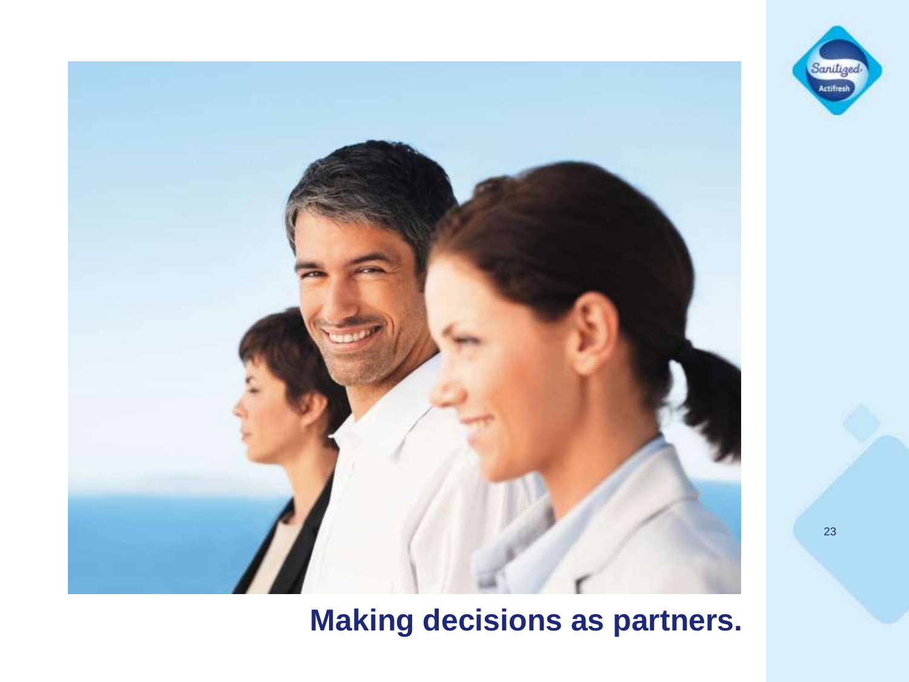**Making decisions as partners.**